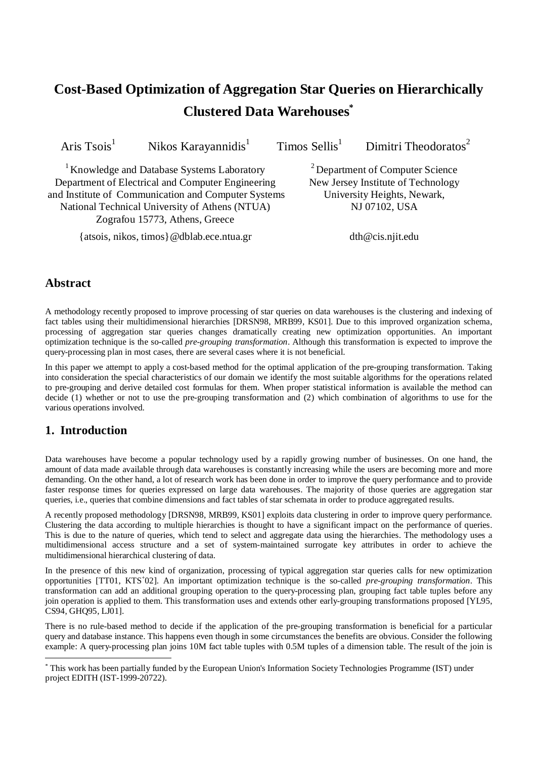# Cost-Based Optimization of Aggregation Star Queries on Hierarchically Clustered Data Warehouses[*]

Aris Tsois[1] Nikos Karayannidis[1] Timos Sellis[1] Dimitri Theodoratos[2]

[1] Knowledge and Database Systems Laboratory
Department of Electrical and Computer Engineering
and Institute of Communication and Computer Systems
National Technical University of Athens (NTUA)
Zografou 15773, Athens, Greece

{atsois, nikos, timos}@dblab.ece.ntua.gr

[2] Department of Computer Science
New Jersey Institute of Technology
University Heights, Newark,
NJ 07102, USA

dth@cis.njit.edu

## Abstract

A methodology recently proposed to improve processing of star queries on data warehouses is the clustering and indexing of fact tables using their multidimensional hierarchies [DRSN98, MRB99, KS01]. Due to this improved organization schema, processing of aggregation star queries changes dramatically creating new optimization opportunities. An important optimization technique is the so-called *pre-grouping transformation*. Although this transformation is expected to improve the query-processing plan in most cases, there are several cases where it is not beneficial.

In this paper we attempt to apply a cost-based method for the optimal application of the pre-grouping transformation. Taking into consideration the special characteristics of our domain we identify the most suitable algorithms for the operations related to pre-grouping and derive detailed cost formulas for them. When proper statistical information is available the method can decide (1) whether or not to use the pre-grouping transformation and (2) which combination of algorithms to use for the various operations involved.

## 1. Introduction

Data warehouses have become a popular technology used by a rapidly growing number of businesses. On one hand, the amount of data made available through data warehouses is constantly increasing while the users are becoming more and more demanding. On the other hand, a lot of research work has been done in order to improve the query performance and to provide faster response times for queries expressed on large data warehouses. The majority of those queries are aggregation star queries, i.e., queries that combine dimensions and fact tables of star schemata in order to produce aggregated results.

A recently proposed methodology [DRSN98, MRB99, KS01] exploits data clustering in order to improve query performance. Clustering the data according to multiple hierarchies is thought to have a significant impact on the performance of queries. This is due to the nature of queries, which tend to select and aggregate data using the hierarchies. The methodology uses a multidimensional access structure and a set of system-maintained surrogate key attributes in order to achieve the multidimensional hierarchical clustering of data.

In the presence of this new kind of organization, processing of typical aggregation star queries calls for new optimization opportunities [TT01, KTS[+]02]. An important optimization technique is the so-called *pre-grouping transformation*. This transformation can add an additional grouping operation to the query-processing plan, grouping fact table tuples before any join operation is applied to them. This transformation uses and extends other early-grouping transformations proposed [YL95, CS94, GHQ95, LJ01].

There is no rule-based method to decide if the application of the pre-grouping transformation is beneficial for a particular query and database instance. This happens even though in some circumstances the benefits are obvious. Consider the following example: A query-processing plan joins 10M fact table tuples with 0.5M tuples of a dimension table. The result of the join is

[*] This work has been partially funded by the European Union's Information Society Technologies Programme (IST) under project EDITH (IST-1999-20722).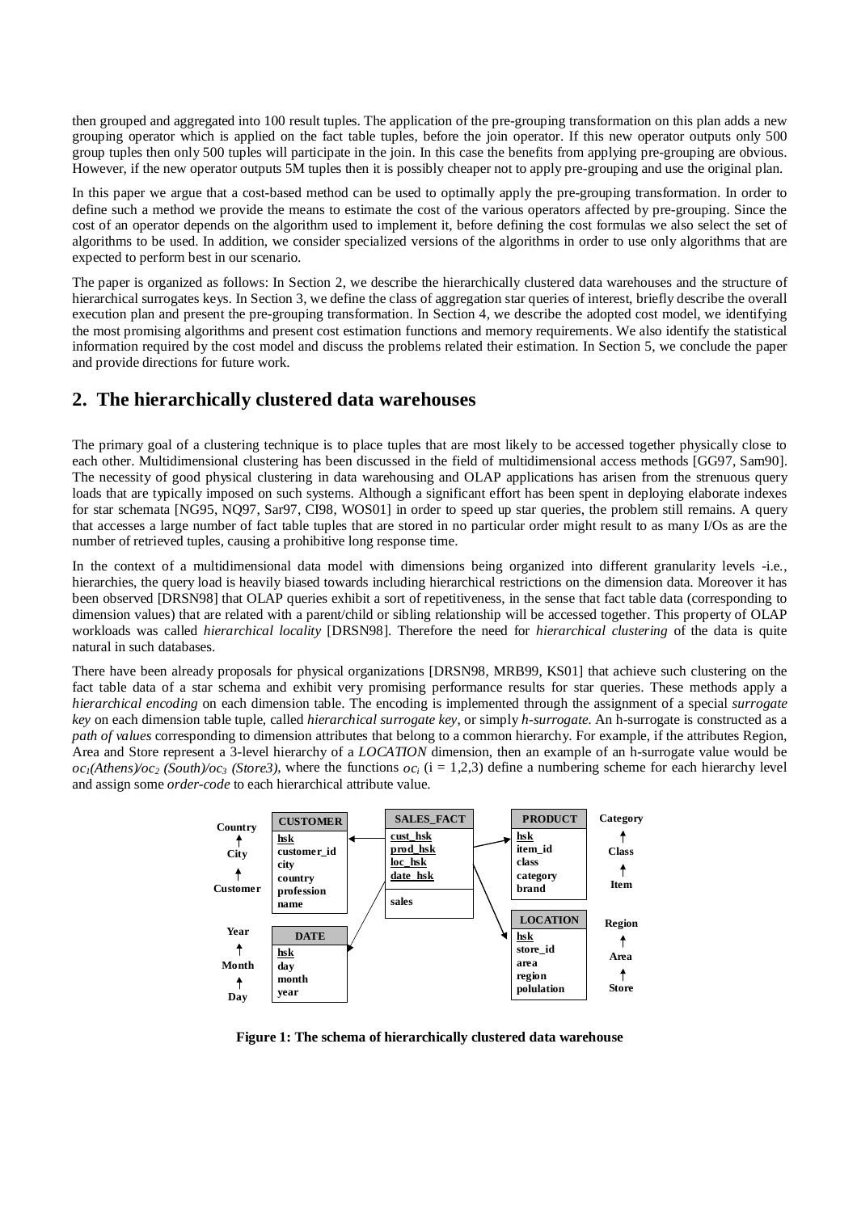then grouped and aggregated into 100 result tuples. The application of the pre-grouping transformation on this plan adds a new grouping operator which is applied on the fact table tuples, before the join operator. If this new operator outputs only 500 group tuples then only 500 tuples will participate in the join. In this case the benefits from applying pre-grouping are obvious. However, if the new operator outputs 5M tuples then it is possibly cheaper not to apply pre-grouping and use the original plan.

In this paper we argue that a cost-based method can be used to optimally apply the pre-grouping transformation. In order to define such a method we provide the means to estimate the cost of the various operators affected by pre-grouping. Since the cost of an operator depends on the algorithm used to implement it, before defining the cost formulas we also select the set of algorithms to be used. In addition, we consider specialized versions of the algorithms in order to use only algorithms that are expected to perform best in our scenario.

The paper is organized as follows: In Section 2, we describe the hierarchically clustered data warehouses and the structure of hierarchical surrogates keys. In Section 3, we define the class of aggregation star queries of interest, briefly describe the overall execution plan and present the pre-grouping transformation. In Section 4, we describe the adopted cost model, we identifying the most promising algorithms and present cost estimation functions and memory requirements. We also identify the statistical information required by the cost model and discuss the problems related their estimation. In Section 5, we conclude the paper and provide directions for future work.

## 2. The hierarchically clustered data warehouses

The primary goal of a clustering technique is to place tuples that are most likely to be accessed together physically close to each other. Multidimensional clustering has been discussed in the field of multidimensional access methods [GG97, Sam90]. The necessity of good physical clustering in data warehousing and OLAP applications has arisen from the strenuous query loads that are typically imposed on such systems. Although a significant effort has been spent in deploying elaborate indexes for star schemata [NG95, NQ97, Sar97, CI98, WOS01] in order to speed up star queries, the problem still remains. A query that accesses a large number of fact table tuples that are stored in no particular order might result to as many I/Os as are the number of retrieved tuples, causing a prohibitive long response time.

In the context of a multidimensional data model with dimensions being organized into different granularity levels -i.e., hierarchies, the query load is heavily biased towards including hierarchical restrictions on the dimension data. Moreover it has been observed [DRSN98] that OLAP queries exhibit a sort of repetitiveness, in the sense that fact table data (corresponding to dimension values) that are related with a parent/child or sibling relationship will be accessed together. This property of OLAP workloads was called *hierarchical locality* [DRSN98]. Therefore the need for *hierarchical clustering* of the data is quite natural in such databases.

There have been already proposals for physical organizations [DRSN98, MRB99, KS01] that achieve such clustering on the fact table data of a star schema and exhibit very promising performance results for star queries. These methods apply a *hierarchical encoding* on each dimension table. The encoding is implemented through the assignment of a special *surrogate key* on each dimension table tuple, called *hierarchical surrogate key*, or simply *h-surrogate*. An h-surrogate is constructed as a *path of values* corresponding to dimension attributes that belong to a common hierarchy. For example, if the attributes Region, Area and Store represent a 3-level hierarchy of a *LOCATION* dimension, then an example of an h-surrogate value would be $oc_1(Athens)/oc_2(South)/oc_3(Store3)$, where the functions $oc_i$ ($i = 1,2,3$) define a numbering scheme for each hierarchy level and assign some *order-code* to each hierarchical attribute value.

| CUSTOMER | SALES_FACT | PRODUCT | LOCATION | DATE |
|---|---|---|---|---|
| hsk | cust_hsk | hsk | hsk | hsk |
| customer_id | prod_hsk | item_id | store_id | day |
| city | loc_hsk | class | area | month |
| country | date_hsk | category | region | year |
| profession | sales | brand | polulation | |
| name | | | | |

Hierarchies: Country → City → Customer; Year → Month → Day; Category → Class → Item; Region → Area → Store

**Figure 1: The schema of hierarchically clustered data warehouse**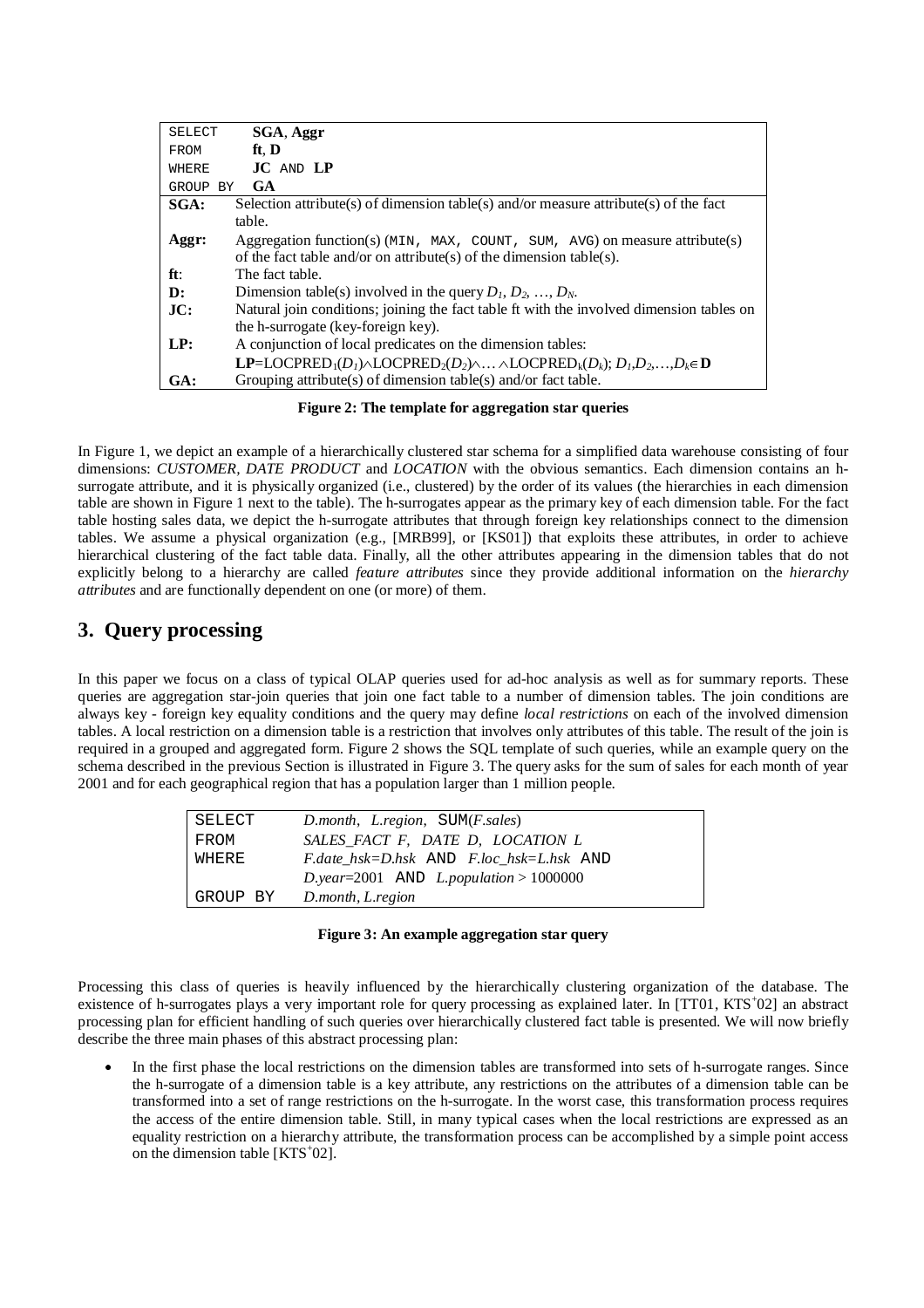| SELECT | **SGA**, **Aggr** |
|---|---|
| FROM | **ft**, **D** |
| WHERE | **JC** AND **LP** |
| GROUP BY | **GA** |
| **SGA:** | Selection attribute(s) of dimension table(s) and/or measure attribute(s) of the fact table. |
| **Aggr:** | Aggregation function(s) (MIN, MAX, COUNT, SUM, AVG) on measure attribute(s) of the fact table and/or on attribute(s) of the dimension table(s). |
| **ft**: | The fact table. |
| **D:** | Dimension table(s) involved in the query $D_1, D_2, \ldots, D_N$. |
| **JC:** | Natural join conditions; joining the fact table ft with the involved dimension tables on the h-surrogate (key-foreign key). |
| **LP:** | A conjunction of local predicates on the dimension tables: **LP**=$\text{LOCPRED}_1(D_1) \wedge \text{LOCPRED}_2(D_2) \wedge \ldots \wedge \text{LOCPRED}_k(D_k)$; $D_1, D_2, \ldots, D_k \in \mathbf{D}$ |
| **GA:** | Grouping attribute(s) of dimension table(s) and/or fact table. |

**Figure 2: The template for aggregation star queries**

In Figure 1, we depict an example of a hierarchically clustered star schema for a simplified data warehouse consisting of four dimensions: *CUSTOMER*, *DATE PRODUCT* and *LOCATION* with the obvious semantics. Each dimension contains an h-surrogate attribute, and it is physically organized (i.e., clustered) by the order of its values (the hierarchies in each dimension table are shown in Figure 1 next to the table). The h-surrogates appear as the primary key of each dimension table. For the fact table hosting sales data, we depict the h-surrogate attributes that through foreign key relationships connect to the dimension tables. We assume a physical organization (e.g., [MRB99], or [KS01]) that exploits these attributes, in order to achieve hierarchical clustering of the fact table data. Finally, all the other attributes appearing in the dimension tables that do not explicitly belong to a hierarchy are called *feature attributes* since they provide additional information on the *hierarchy attributes* and are functionally dependent on one (or more) of them.

## 3. Query processing

In this paper we focus on a class of typical OLAP queries used for ad-hoc analysis as well as for summary reports. These queries are aggregation star-join queries that join one fact table to a number of dimension tables. The join conditions are always key - foreign key equality conditions and the query may define *local restrictions* on each of the involved dimension tables. A local restriction on a dimension table is a restriction that involves only attributes of this table. The result of the join is required in a grouped and aggregated form. Figure 2 shows the SQL template of such queries, while an example query on the schema described in the previous Section is illustrated in Figure 3. The query asks for the sum of sales for each month of year 2001 and for each geographical region that has a population larger than 1 million people.

```
SELECT     D.month, L.region, SUM(F.sales)
FROM       SALES_FACT F, DATE D, LOCATION L
WHERE      F.date_hsk=D.hsk AND F.loc_hsk=L.hsk AND
           D.year=2001 AND L.population > 1000000
GROUP BY   D.month, L.region
```

**Figure 3: An example aggregation star query**

Processing this class of queries is heavily influenced by the hierarchically clustering organization of the database. The existence of h-surrogates plays a very important role for query processing as explained later. In [TT01, KTS+02] an abstract processing plan for efficient handling of such queries over hierarchically clustered fact table is presented. We will now briefly describe the three main phases of this abstract processing plan:

- In the first phase the local restrictions on the dimension tables are transformed into sets of h-surrogate ranges. Since the h-surrogate of a dimension table is a key attribute, any restrictions on the attributes of a dimension table can be transformed into a set of range restrictions on the h-surrogate. In the worst case, this transformation process requires the access of the entire dimension table. Still, in many typical cases when the local restrictions are expressed as an equality restriction on a hierarchy attribute, the transformation process can be accomplished by a simple point access on the dimension table [KTS+02].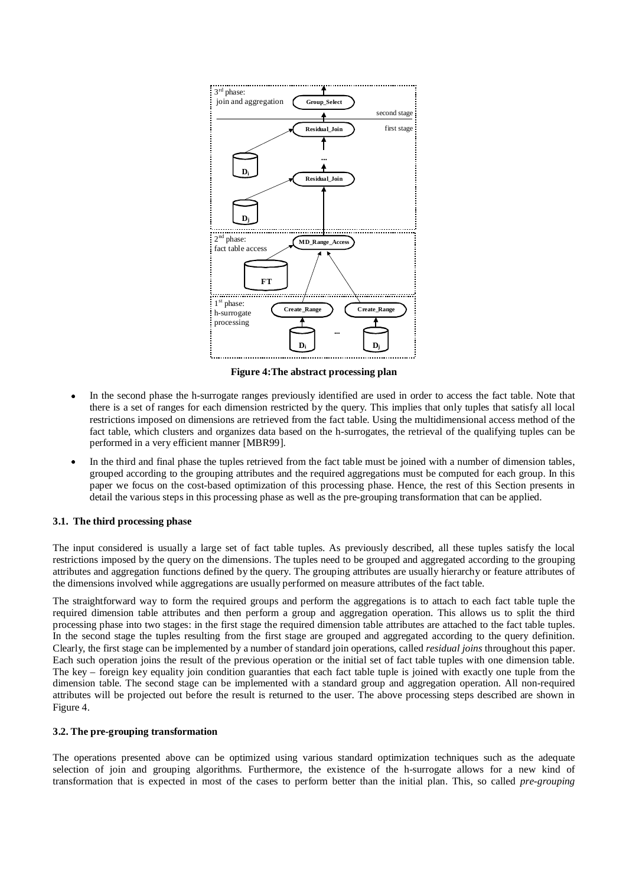Figure 4:The abstract processing plan

- In the second phase the h-surrogate ranges previously identified are used in order to access the fact table. Note that there is a set of ranges for each dimension restricted by the query. This implies that only tuples that satisfy all local restrictions imposed on dimensions are retrieved from the fact table. Using the multidimensional access method of the fact table, which clusters and organizes data based on the h-surrogates, the retrieval of the qualifying tuples can be performed in a very efficient manner [MBR99].
- In the third and final phase the tuples retrieved from the fact table must be joined with a number of dimension tables, grouped according to the grouping attributes and the required aggregations must be computed for each group. In this paper we focus on the cost-based optimization of this processing phase. Hence, the rest of this Section presents in detail the various steps in this processing phase as well as the pre-grouping transformation that can be applied.

### 3.1. The third processing phase

The input considered is usually a large set of fact table tuples. As previously described, all these tuples satisfy the local restrictions imposed by the query on the dimensions. The tuples need to be grouped and aggregated according to the grouping attributes and aggregation functions defined by the query. The grouping attributes are usually hierarchy or feature attributes of the dimensions involved while aggregations are usually performed on measure attributes of the fact table.

The straightforward way to form the required groups and perform the aggregations is to attach to each fact table tuple the required dimension table attributes and then perform a group and aggregation operation. This allows us to split the third processing phase into two stages: in the first stage the required dimension table attributes are attached to the fact table tuples. In the second stage the tuples resulting from the first stage are grouped and aggregated according to the query definition. Clearly, the first stage can be implemented by a number of standard join operations, called *residual joins* throughout this paper. Each such operation joins the result of the previous operation or the initial set of fact table tuples with one dimension table. The key – foreign key equality join condition guaranties that each fact table tuple is joined with exactly one tuple from the dimension table. The second stage can be implemented with a standard group and aggregation operation. All non-required attributes will be projected out before the result is returned to the user. The above processing steps described are shown in Figure 4.

### 3.2. The pre-grouping transformation

The operations presented above can be optimized using various standard optimization techniques such as the adequate selection of join and grouping algorithms. Furthermore, the existence of the h-surrogate allows for a new kind of transformation that is expected in most of the cases to perform better than the initial plan. This, so called *pre-grouping*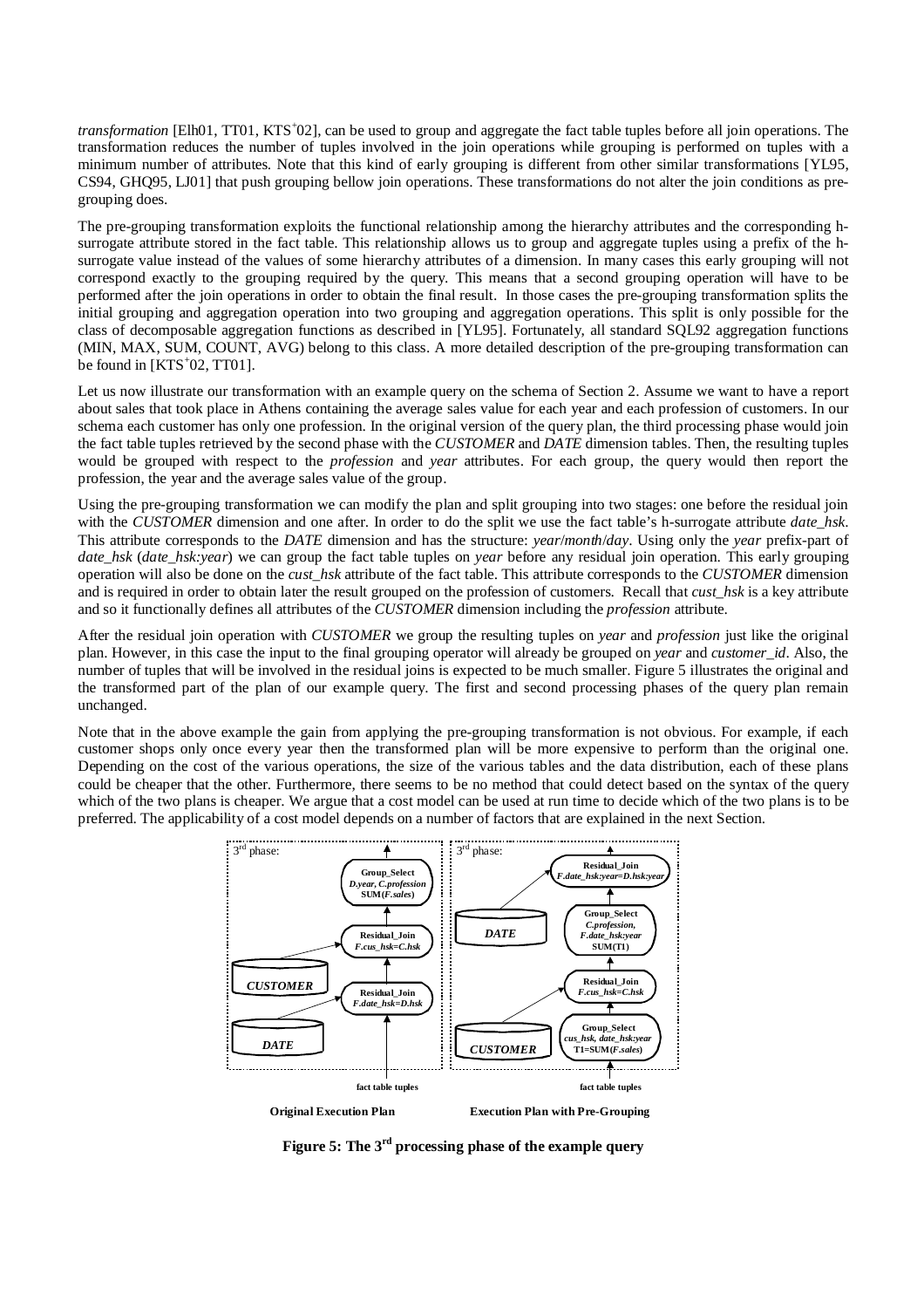*transformation* [Elh01, TT01, KTS[+]02], can be used to group and aggregate the fact table tuples before all join operations. The transformation reduces the number of tuples involved in the join operations while grouping is performed on tuples with a minimum number of attributes. Note that this kind of early grouping is different from other similar transformations [YL95, CS94, GHQ95, LJ01] that push grouping bellow join operations. These transformations do not alter the join conditions as pre-grouping does.

The pre-grouping transformation exploits the functional relationship among the hierarchy attributes and the corresponding h-surrogate attribute stored in the fact table. This relationship allows us to group and aggregate tuples using a prefix of the h-surrogate value instead of the values of some hierarchy attributes of a dimension. In many cases this early grouping will not correspond exactly to the grouping required by the query. This means that a second grouping operation will have to be performed after the join operations in order to obtain the final result. In those cases the pre-grouping transformation splits the initial grouping and aggregation operation into two grouping and aggregation operations. This split is only possible for the class of decomposable aggregation functions as described in [YL95]. Fortunately, all standard SQL92 aggregation functions (MIN, MAX, SUM, COUNT, AVG) belong to this class. A more detailed description of the pre-grouping transformation can be found in [KTS[+]02, TT01].

Let us now illustrate our transformation with an example query on the schema of Section 2. Assume we want to have a report about sales that took place in Athens containing the average sales value for each year and each profession of customers. In our schema each customer has only one profession. In the original version of the query plan, the third processing phase would join the fact table tuples retrieved by the second phase with the *CUSTOMER* and *DATE* dimension tables. Then, the resulting tuples would be grouped with respect to the *profession* and *year* attributes. For each group, the query would then report the profession, the year and the average sales value of the group.

Using the pre-grouping transformation we can modify the plan and split grouping into two stages: one before the residual join with the *CUSTOMER* dimension and one after. In order to do the split we use the fact table's h-surrogate attribute *date_hsk*. This attribute corresponds to the *DATE* dimension and has the structure: *year*/*month*/*day*. Using only the *year* prefix-part of *date_hsk* (*date_hsk:year*) we can group the fact table tuples on *year* before any residual join operation. This early grouping operation will also be done on the *cust_hsk* attribute of the fact table. This attribute corresponds to the *CUSTOMER* dimension and is required in order to obtain later the result grouped on the profession of customers. Recall that *cust_hsk* is a key attribute and so it functionally defines all attributes of the *CUSTOMER* dimension including the *profession* attribute.

After the residual join operation with *CUSTOMER* we group the resulting tuples on *year* and *profession* just like the original plan. However, in this case the input to the final grouping operator will already be grouped on *year* and *customer_id*. Also, the number of tuples that will be involved in the residual joins is expected to be much smaller. Figure 5 illustrates the original and the transformed part of the plan of our example query. The first and second processing phases of the query plan remain unchanged.

Note that in the above example the gain from applying the pre-grouping transformation is not obvious. For example, if each customer shops only once every year then the transformed plan will be more expensive to perform than the original one. Depending on the cost of the various operations, the size of the various tables and the data distribution, each of these plans could be cheaper that the other. Furthermore, there seems to be no method that could detect based on the syntax of the query which of the two plans is cheaper. We argue that a cost model can be used at run time to decide which of the two plans is to be preferred. The applicability of a cost model depends on a number of factors that are explained in the next Section.

**Figure 5: The 3rd processing phase of the example query**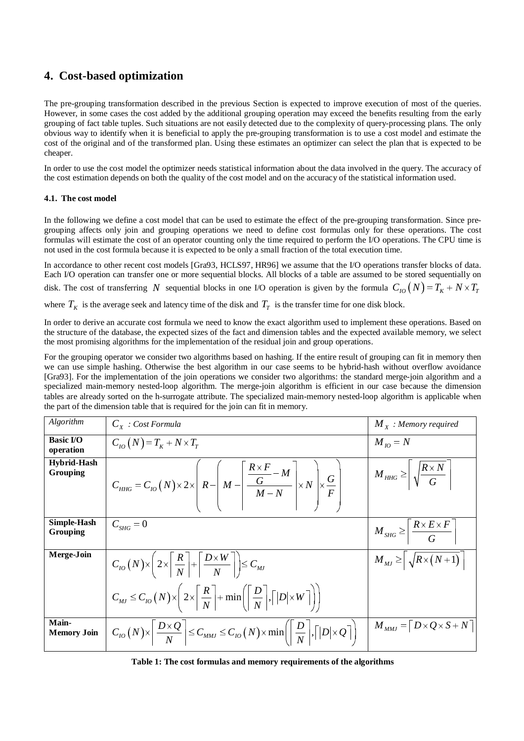# 4. Cost-based optimization

The pre-grouping transformation described in the previous Section is expected to improve execution of most of the queries. However, in some cases the cost added by the additional grouping operation may exceed the benefits resulting from the early grouping of fact table tuples. Such situations are not easily detected due to the complexity of query-processing plans. The only obvious way to identify when it is beneficial to apply the pre-grouping transformation is to use a cost model and estimate the cost of the original and of the transformed plan. Using these estimates an optimizer can select the plan that is expected to be cheaper.

In order to use the cost model the optimizer needs statistical information about the data involved in the query. The accuracy of the cost estimation depends on both the quality of the cost model and on the accuracy of the statistical information used.

### 4.1. The cost model

In the following we define a cost model that can be used to estimate the effect of the pre-grouping transformation. Since pre-grouping affects only join and grouping operations we need to define cost formulas only for these operations. The cost formulas will estimate the cost of an operator counting only the time required to perform the I/O operations. The CPU time is not used in the cost formula because it is expected to be only a small fraction of the total execution time.

In accordance to other recent cost models [Gra93, HCLS97, HR96] we assume that the I/O operations transfer blocks of data. Each I/O operation can transfer one or more sequential blocks. All blocks of a table are assumed to be stored sequentially on disk. The cost of transferring $N$ sequential blocks in one I/O operation is given by the formula $C_{IO}(N) = T_K + N \times T_T$ where $T_K$ is the average seek and latency time of the disk and $T_T$ is the transfer time for one disk block.

In order to derive an accurate cost formula we need to know the exact algorithm used to implement these operations. Based on the structure of the database, the expected sizes of the fact and dimension tables and the expected available memory, we select the most promising algorithms for the implementation of the residual join and group operations.

For the grouping operator we consider two algorithms based on hashing. If the entire result of grouping can fit in memory then we can use simple hashing. Otherwise the best algorithm in our case seems to be hybrid-hash without overflow avoidance [Gra93]. For the implementation of the join operations we consider two algorithms: the standard merge-join algorithm and a specialized main-memory nested-loop algorithm. The merge-join algorithm is efficient in our case because the dimension tables are already sorted on the h-surrogate attribute. The specialized main-memory nested-loop algorithm is applicable when the part of the dimension table that is required for the join can fit in memory.

| *Algorithm* | $C_X$ *: Cost Formula* | $M_X$ *: Memory required* |
|---|---|---|
| **Basic I/O operation** | $C_{IO}(N) = T_K + N \times T_T$ | $M_{IO} = N$ |
| **Hybrid-Hash Grouping** | $C_{HHG} = C_{IO}(N) \times 2 \times \left( R - \left( M - \left\lceil \frac{\frac{R \times F}{G} - M}{M - N} \right\rceil \times N \right) \times \frac{G}{F} \right)$ | $M_{HHG} \geq \left\lceil \sqrt{\frac{R \times N}{G}} \right\rceil$ |
| **Simple-Hash Grouping** | $C_{SHG} = 0$ | $M_{SHG} \geq \left\lceil \frac{R \times E \times F}{G} \right\rceil$ |
| **Merge-Join** | $C_{IO}(N) \times \left( 2 \times \left\lceil \frac{R}{N} \right\rceil + \left\lceil \frac{D \times W}{N} \right\rceil \right) \leq C_{MJ}$ <br> $C_{MJ} \leq C_{IO}(N) \times \left( 2 \times \left\lceil \frac{R}{N} \right\rceil + \min\left( \left\lceil \frac{D}{N} \right\rceil, \left\lceil \lvert D \rvert \times W \right\rceil \right) \right)$ | $M_{MJ} \geq \left\lceil \sqrt{R \times (N+1)} \right\rceil$ |
| **Main-Memory Join** | $C_{IO}(N) \times \left\lceil \frac{D \times Q}{N} \right\rceil \leq C_{MMJ} \leq C_{IO}(N) \times \min\left( \left\lceil \frac{D}{N} \right\rceil, \left\lceil \lvert D \rvert \times Q \right\rceil \right)$ | $M_{MMJ} = \lceil D \times Q \times S + N \rceil$ |

**Table 1: The cost formulas and memory requirements of the algorithms**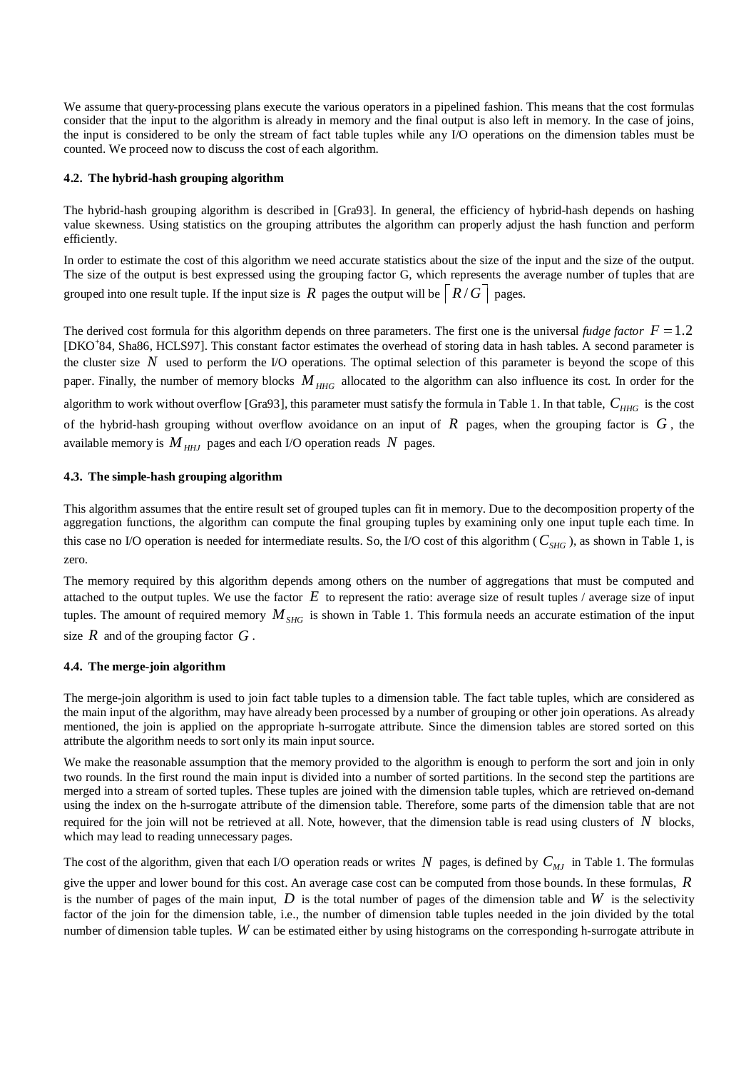We assume that query-processing plans execute the various operators in a pipelined fashion. This means that the cost formulas consider that the input to the algorithm is already in memory and the final output is also left in memory. In the case of joins, the input is considered to be only the stream of fact table tuples while any I/O operations on the dimension tables must be counted. We proceed now to discuss the cost of each algorithm.

#### 4.2. The hybrid-hash grouping algorithm

The hybrid-hash grouping algorithm is described in [Gra93]. In general, the efficiency of hybrid-hash depends on hashing value skewness. Using statistics on the grouping attributes the algorithm can properly adjust the hash function and perform efficiently.

In order to estimate the cost of this algorithm we need accurate statistics about the size of the input and the size of the output. The size of the output is best expressed using the grouping factor G, which represents the average number of tuples that are grouped into one result tuple. If the input size is $R$ pages the output will be $\lceil R/G \rceil$ pages.

The derived cost formula for this algorithm depends on three parameters. The first one is the universal *fudge factor* $F = 1.2$ [DKO[+]84, Sha86, HCLS97]. This constant factor estimates the overhead of storing data in hash tables. A second parameter is the cluster size $N$ used to perform the I/O operations. The optimal selection of this parameter is beyond the scope of this paper. Finally, the number of memory blocks $M_{HHG}$ allocated to the algorithm can also influence its cost. In order for the algorithm to work without overflow [Gra93], this parameter must satisfy the formula in Table 1. In that table, $C_{HHG}$ is the cost of the hybrid-hash grouping without overflow avoidance on an input of $R$ pages, when the grouping factor is $G$, the available memory is $M_{HHJ}$ pages and each I/O operation reads $N$ pages.

#### 4.3. The simple-hash grouping algorithm

This algorithm assumes that the entire result set of grouped tuples can fit in memory. Due to the decomposition property of the aggregation functions, the algorithm can compute the final grouping tuples by examining only one input tuple each time. In this case no I/O operation is needed for intermediate results. So, the I/O cost of this algorithm ($C_{SHG}$), as shown in Table 1, is zero.

The memory required by this algorithm depends among others on the number of aggregations that must be computed and attached to the output tuples. We use the factor $E$ to represent the ratio: average size of result tuples / average size of input tuples. The amount of required memory $M_{SHG}$ is shown in Table 1. This formula needs an accurate estimation of the input size $R$ and of the grouping factor $G$.

#### 4.4. The merge-join algorithm

The merge-join algorithm is used to join fact table tuples to a dimension table. The fact table tuples, which are considered as the main input of the algorithm, may have already been processed by a number of grouping or other join operations. As already mentioned, the join is applied on the appropriate h-surrogate attribute. Since the dimension tables are stored sorted on this attribute the algorithm needs to sort only its main input source.

We make the reasonable assumption that the memory provided to the algorithm is enough to perform the sort and join in only two rounds. In the first round the main input is divided into a number of sorted partitions. In the second step the partitions are merged into a stream of sorted tuples. These tuples are joined with the dimension table tuples, which are retrieved on-demand using the index on the h-surrogate attribute of the dimension table. Therefore, some parts of the dimension table that are not required for the join will not be retrieved at all. Note, however, that the dimension table is read using clusters of $N$ blocks, which may lead to reading unnecessary pages.

The cost of the algorithm, given that each I/O operation reads or writes $N$ pages, is defined by $C_{MJ}$ in Table 1. The formulas give the upper and lower bound for this cost. An average case cost can be computed from those bounds. In these formulas, $R$ is the number of pages of the main input, $D$ is the total number of pages of the dimension table and $W$ is the selectivity factor of the join for the dimension table, i.e., the number of dimension table tuples needed in the join divided by the total number of dimension table tuples. $W$ can be estimated either by using histograms on the corresponding h-surrogate attribute in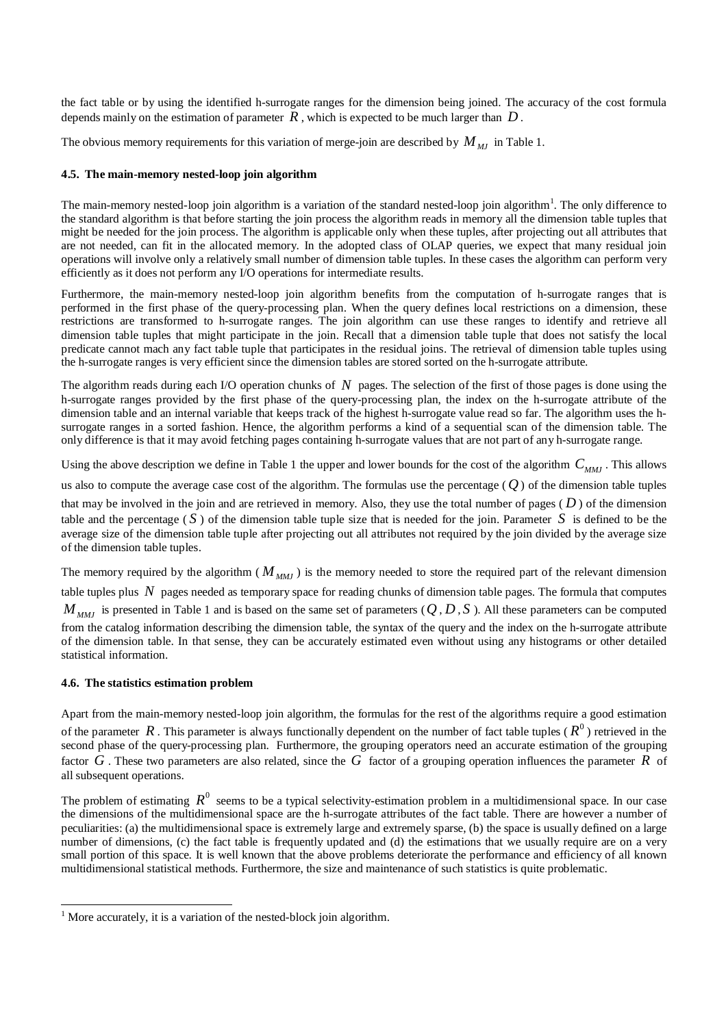the fact table or by using the identified h-surrogate ranges for the dimension being joined. The accuracy of the cost formula depends mainly on the estimation of parameter $R$, which is expected to be much larger than $D$.

The obvious memory requirements for this variation of merge-join are described by $M_{MJ}$ in Table 1.

#### 4.5. The main-memory nested-loop join algorithm

The main-memory nested-loop join algorithm is a variation of the standard nested-loop join algorithm[1]. The only difference to the standard algorithm is that before starting the join process the algorithm reads in memory all the dimension table tuples that might be needed for the join process. The algorithm is applicable only when these tuples, after projecting out all attributes that are not needed, can fit in the allocated memory. In the adopted class of OLAP queries, we expect that many residual join operations will involve only a relatively small number of dimension table tuples. In these cases the algorithm can perform very efficiently as it does not perform any I/O operations for intermediate results.

Furthermore, the main-memory nested-loop join algorithm benefits from the computation of h-surrogate ranges that is performed in the first phase of the query-processing plan. When the query defines local restrictions on a dimension, these restrictions are transformed to h-surrogate ranges. The join algorithm can use these ranges to identify and retrieve all dimension table tuples that might participate in the join. Recall that a dimension table tuple that does not satisfy the local predicate cannot mach any fact table tuple that participates in the residual joins. The retrieval of dimension table tuples using the h-surrogate ranges is very efficient since the dimension tables are stored sorted on the h-surrogate attribute.

The algorithm reads during each I/O operation chunks of $N$ pages. The selection of the first of those pages is done using the h-surrogate ranges provided by the first phase of the query-processing plan, the index on the h-surrogate attribute of the dimension table and an internal variable that keeps track of the highest h-surrogate value read so far. The algorithm uses the h-surrogate ranges in a sorted fashion. Hence, the algorithm performs a kind of a sequential scan of the dimension table. The only difference is that it may avoid fetching pages containing h-surrogate values that are not part of any h-surrogate range.

Using the above description we define in Table 1 the upper and lower bounds for the cost of the algorithm $C_{MMJ}$. This allows us also to compute the average case cost of the algorithm. The formulas use the percentage ($Q$) of the dimension table tuples that may be involved in the join and are retrieved in memory. Also, they use the total number of pages ($D$) of the dimension table and the percentage ($S$) of the dimension table tuple size that is needed for the join. Parameter $S$ is defined to be the average size of the dimension table tuple after projecting out all attributes not required by the join divided by the average size of the dimension table tuples.

The memory required by the algorithm ($M_{MMJ}$) is the memory needed to store the required part of the relevant dimension table tuples plus $N$ pages needed as temporary space for reading chunks of dimension table pages. The formula that computes $M_{MMJ}$ is presented in Table 1 and is based on the same set of parameters ($Q$, $D$, $S$). All these parameters can be computed from the catalog information describing the dimension table, the syntax of the query and the index on the h-surrogate attribute of the dimension table. In that sense, they can be accurately estimated even without using any histograms or other detailed statistical information.

#### 4.6. The statistics estimation problem

Apart from the main-memory nested-loop join algorithm, the formulas for the rest of the algorithms require a good estimation of the parameter $R$. This parameter is always functionally dependent on the number of fact table tuples ($R^0$) retrieved in the second phase of the query-processing plan. Furthermore, the grouping operators need an accurate estimation of the grouping factor $G$. These two parameters are also related, since the $G$ factor of a grouping operation influences the parameter $R$ of all subsequent operations.

The problem of estimating $R^0$ seems to be a typical selectivity-estimation problem in a multidimensional space. In our case the dimensions of the multidimensional space are the h-surrogate attributes of the fact table. There are however a number of peculiarities: (a) the multidimensional space is extremely large and extremely sparse, (b) the space is usually defined on a large number of dimensions, (c) the fact table is frequently updated and (d) the estimations that we usually require are on a very small portion of this space. It is well known that the above problems deteriorate the performance and efficiency of all known multidimensional statistical methods. Furthermore, the size and maintenance of such statistics is quite problematic.

---

[1] More accurately, it is a variation of the nested-block join algorithm.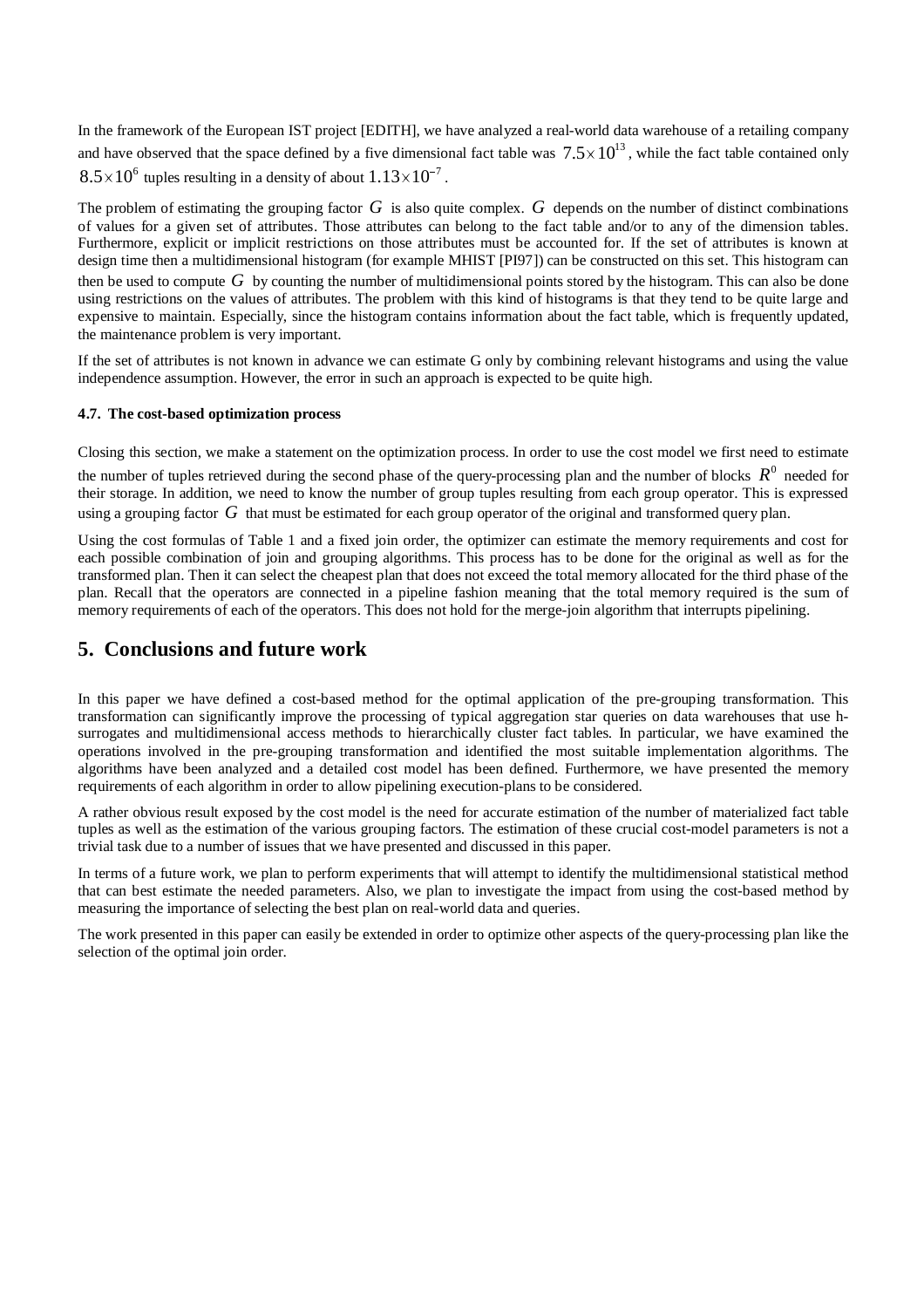In the framework of the European IST project [EDITH], we have analyzed a real-world data warehouse of a retailing company and have observed that the space defined by a five dimensional fact table was $7.5 \times 10^{13}$, while the fact table contained only $8.5 \times 10^{6}$ tuples resulting in a density of about $1.13 \times 10^{-7}$.

The problem of estimating the grouping factor $G$ is also quite complex. $G$ depends on the number of distinct combinations of values for a given set of attributes. Those attributes can belong to the fact table and/or to any of the dimension tables. Furthermore, explicit or implicit restrictions on those attributes must be accounted for. If the set of attributes is known at design time then a multidimensional histogram (for example MHIST [PI97]) can be constructed on this set. This histogram can then be used to compute $G$ by counting the number of multidimensional points stored by the histogram. This can also be done using restrictions on the values of attributes. The problem with this kind of histograms is that they tend to be quite large and expensive to maintain. Especially, since the histogram contains information about the fact table, which is frequently updated, the maintenance problem is very important.

If the set of attributes is not known in advance we can estimate G only by combining relevant histograms and using the value independence assumption. However, the error in such an approach is expected to be quite high.

#### 4.7. The cost-based optimization process

Closing this section, we make a statement on the optimization process. In order to use the cost model we first need to estimate the number of tuples retrieved during the second phase of the query-processing plan and the number of blocks $R^0$ needed for their storage. In addition, we need to know the number of group tuples resulting from each group operator. This is expressed using a grouping factor $G$ that must be estimated for each group operator of the original and transformed query plan.

Using the cost formulas of Table 1 and a fixed join order, the optimizer can estimate the memory requirements and cost for each possible combination of join and grouping algorithms. This process has to be done for the original as well as for the transformed plan. Then it can select the cheapest plan that does not exceed the total memory allocated for the third phase of the plan. Recall that the operators are connected in a pipeline fashion meaning that the total memory required is the sum of memory requirements of each of the operators. This does not hold for the merge-join algorithm that interrupts pipelining.

## 5. Conclusions and future work

In this paper we have defined a cost-based method for the optimal application of the pre-grouping transformation. This transformation can significantly improve the processing of typical aggregation star queries on data warehouses that use h-surrogates and multidimensional access methods to hierarchically cluster fact tables. In particular, we have examined the operations involved in the pre-grouping transformation and identified the most suitable implementation algorithms. The algorithms have been analyzed and a detailed cost model has been defined. Furthermore, we have presented the memory requirements of each algorithm in order to allow pipelining execution-plans to be considered.

A rather obvious result exposed by the cost model is the need for accurate estimation of the number of materialized fact table tuples as well as the estimation of the various grouping factors. The estimation of these crucial cost-model parameters is not a trivial task due to a number of issues that we have presented and discussed in this paper.

In terms of a future work, we plan to perform experiments that will attempt to identify the multidimensional statistical method that can best estimate the needed parameters. Also, we plan to investigate the impact from using the cost-based method by measuring the importance of selecting the best plan on real-world data and queries.

The work presented in this paper can easily be extended in order to optimize other aspects of the query-processing plan like the selection of the optimal join order.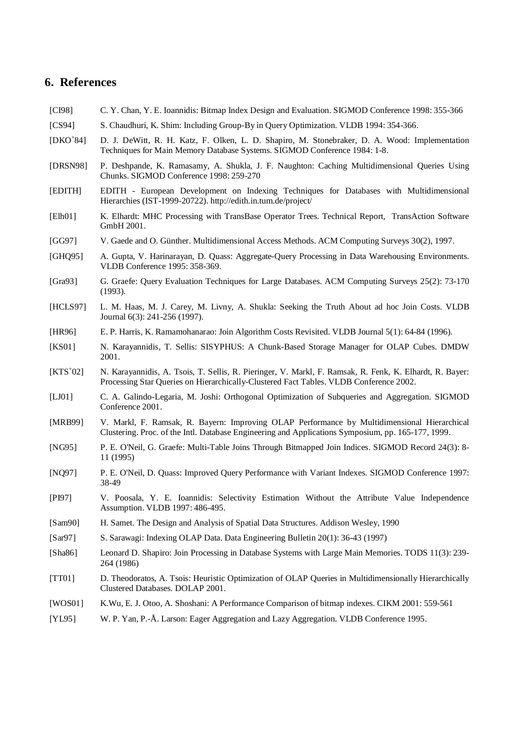## 6. References

[CI98] C. Y. Chan, Y. E. Ioannidis: Bitmap Index Design and Evaluation. SIGMOD Conference 1998: 355-366

[CS94] S. Chaudhuri, K. Shim: Including Group-By in Query Optimization. VLDB 1994: 354-366.

[DKO+84] D. J. DeWitt, R. H. Katz, F. Olken, L. D. Shapiro, M. Stonebraker, D. A. Wood: Implementation Techniques for Main Memory Database Systems. SIGMOD Conference 1984: 1-8.

[DRSN98] P. Deshpande, K. Ramasamy, A. Shukla, J. F. Naughton: Caching Multidimensional Queries Using Chunks. SIGMOD Conference 1998: 259-270

[EDITH] EDITH - European Development on Indexing Techniques for Databases with Multidimensional Hierarchies (IST-1999-20722). http://edith.in.tum.de/project/

[Elh01] K. Elhardt: MHC Processing with TransBase Operator Trees. Technical Report, TransAction Software GmbH 2001.

[GG97] V. Gaede and O. Günther. Multidimensional Access Methods. ACM Computing Surveys 30(2), 1997.

[GHQ95] A. Gupta, V. Harinarayan, D. Quass: Aggregate-Query Processing in Data Warehousing Environments. VLDB Conference 1995: 358-369.

[Gra93] G. Graefe: Query Evaluation Techniques for Large Databases. ACM Computing Surveys 25(2): 73-170 (1993).

[HCLS97] L. M. Haas, M. J. Carey, M. Livny, A. Shukla: Seeking the Truth About ad hoc Join Costs. VLDB Journal 6(3): 241-256 (1997).

[HR96] E. P. Harris, K. Ramamohanarao: Join Algorithm Costs Revisited. VLDB Journal 5(1): 64-84 (1996).

[KS01] N. Karayannidis, T. Sellis: SISYPHUS: A Chunk-Based Storage Manager for OLAP Cubes. DMDW 2001.

[KTS+02] N. Karayannidis, A. Tsois, T. Sellis, R. Pieringer, V. Markl, F. Ramsak, R. Fenk, K. Elhardt, R. Bayer: Processing Star Queries on Hierarchically-Clustered Fact Tables. VLDB Conference 2002.

[LJ01] C. A. Galindo-Legaria, M. Joshi: Orthogonal Optimization of Subqueries and Aggregation. SIGMOD Conference 2001.

[MRB99] V. Markl, F. Ramsak, R. Bayern: Improving OLAP Performance by Multidimensional Hierarchical Clustering. Proc. of the Intl. Database Engineering and Applications Symposium, pp. 165-177, 1999.

[NG95] P. E. O'Neil, G. Graefe: Multi-Table Joins Through Bitmapped Join Indices. SIGMOD Record 24(3): 8-11 (1995)

[NQ97] P. E. O'Neil, D. Quass: Improved Query Performance with Variant Indexes. SIGMOD Conference 1997: 38-49

[PI97] V. Poosala, Y. E. Ioannidis: Selectivity Estimation Without the Attribute Value Independence Assumption. VLDB 1997: 486-495.

[Sam90] H. Samet. The Design and Analysis of Spatial Data Structures. Addison Wesley, 1990

[Sar97] S. Sarawagi: Indexing OLAP Data. Data Engineering Bulletin 20(1): 36-43 (1997)

[Sha86] Leonard D. Shapiro: Join Processing in Database Systems with Large Main Memories. TODS 11(3): 239-264 (1986)

[TT01] D. Theodoratos, A. Tsois: Heuristic Optimization of OLAP Queries in Multidimensionally Hierarchically Clustered Databases. DOLAP 2001.

[WOS01] K.Wu, E. J. Otoo, A. Shoshani: A Performance Comparison of bitmap indexes. CIKM 2001: 559-561

[YL95] W. P. Yan, P.-Å. Larson: Eager Aggregation and Lazy Aggregation. VLDB Conference 1995.